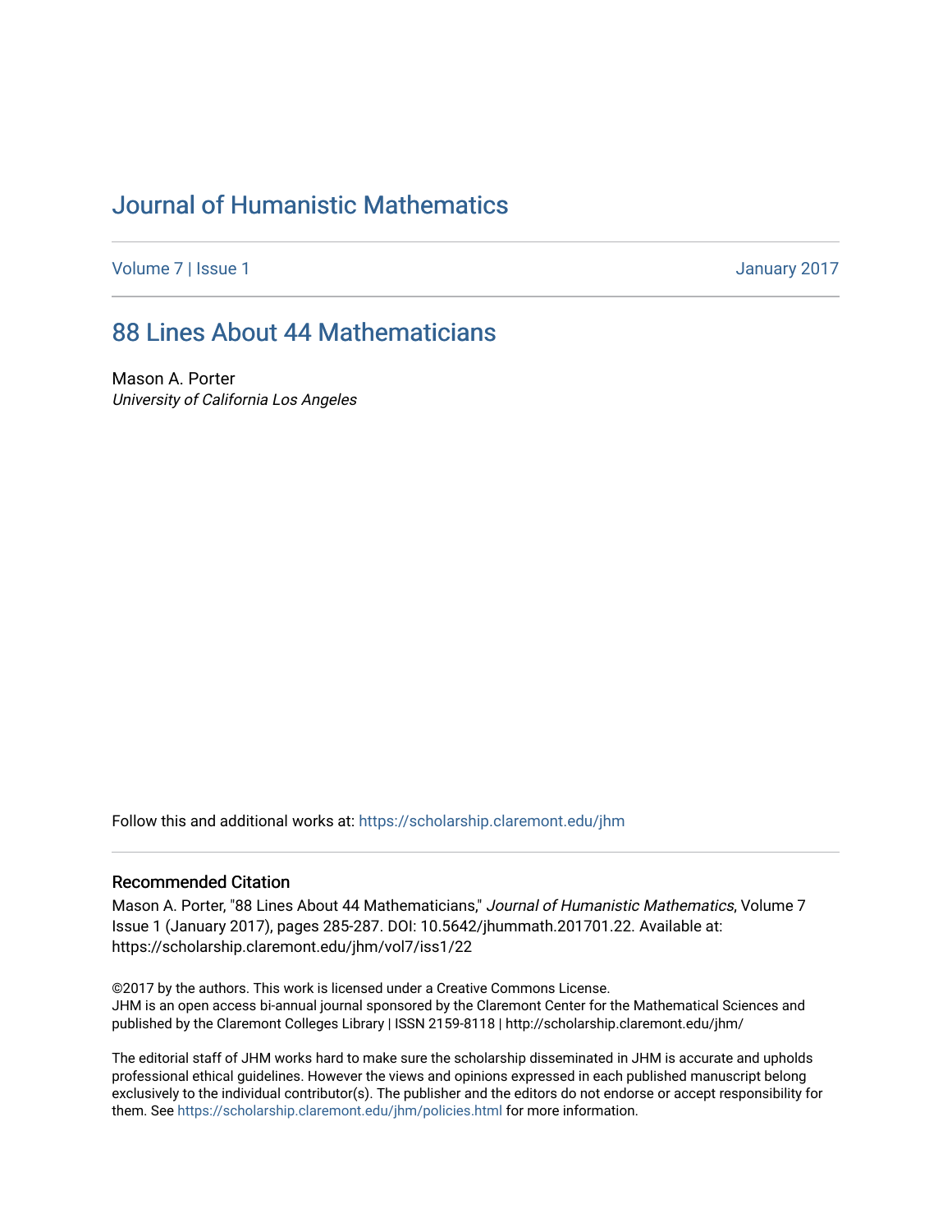# Journal of Humanistic Mathematics

Volume 7 | Issue 1 January 2017

## 88 Lines About 44 Mathematicians

Mason A. Porter
*University of California Los Angeles*

Follow this and additional works at: https://scholarship.claremont.edu/jhm

### Recommended Citation

Mason A. Porter, "88 Lines About 44 Mathematicians," *Journal of Humanistic Mathematics*, Volume 7 Issue 1 (January 2017), pages 285-287. DOI: 10.5642/jhummath.201701.22. Available at: https://scholarship.claremont.edu/jhm/vol7/iss1/22

©2017 by the authors. This work is licensed under a Creative Commons License.
JHM is an open access bi-annual journal sponsored by the Claremont Center for the Mathematical Sciences and published by the Claremont Colleges Library | ISSN 2159-8118 | http://scholarship.claremont.edu/jhm/

The editorial staff of JHM works hard to make sure the scholarship disseminated in JHM is accurate and upholds professional ethical guidelines. However the views and opinions expressed in each published manuscript belong exclusively to the individual contributor(s). The publisher and the editors do not endorse or accept responsibility for them. See https://scholarship.claremont.edu/jhm/policies.html for more information.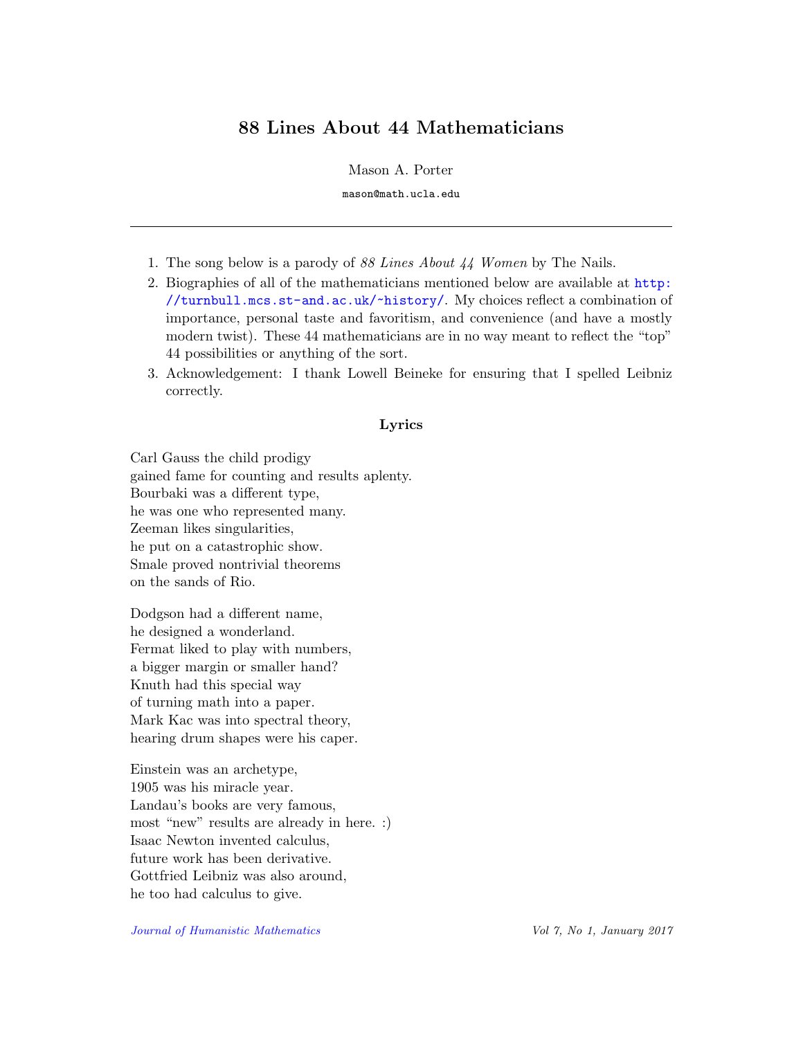# 88 Lines About 44 Mathematicians

Mason A. Porter

mason@math.ucla.edu

---

1. The song below is a parody of *88 Lines About 44 Women* by The Nails.
2. Biographies of all of the mathematicians mentioned below are available at http://turnbull.mcs.st-and.ac.uk/~history/. My choices reflect a combination of importance, personal taste and favoritism, and convenience (and have a mostly modern twist). These 44 mathematicians are in no way meant to reflect the "top" 44 possibilities or anything of the sort.
3. Acknowledgement: I thank Lowell Beineke for ensuring that I spelled Leibniz correctly.

### Lyrics

Carl Gauss the child prodigy
gained fame for counting and results aplenty.
Bourbaki was a different type,
he was one who represented many.
Zeeman likes singularities,
he put on a catastrophic show.
Smale proved nontrivial theorems
on the sands of Rio.

Dodgson had a different name,
he designed a wonderland.
Fermat liked to play with numbers,
a bigger margin or smaller hand?
Knuth had this special way
of turning math into a paper.
Mark Kac was into spectral theory,
hearing drum shapes were his caper.

Einstein was an archetype,
1905 was his miracle year.
Landau's books are very famous,
most "new" results are already in here. :)
Isaac Newton invented calculus,
future work has been derivative.
Gottfried Leibniz was also around,
he too had calculus to give.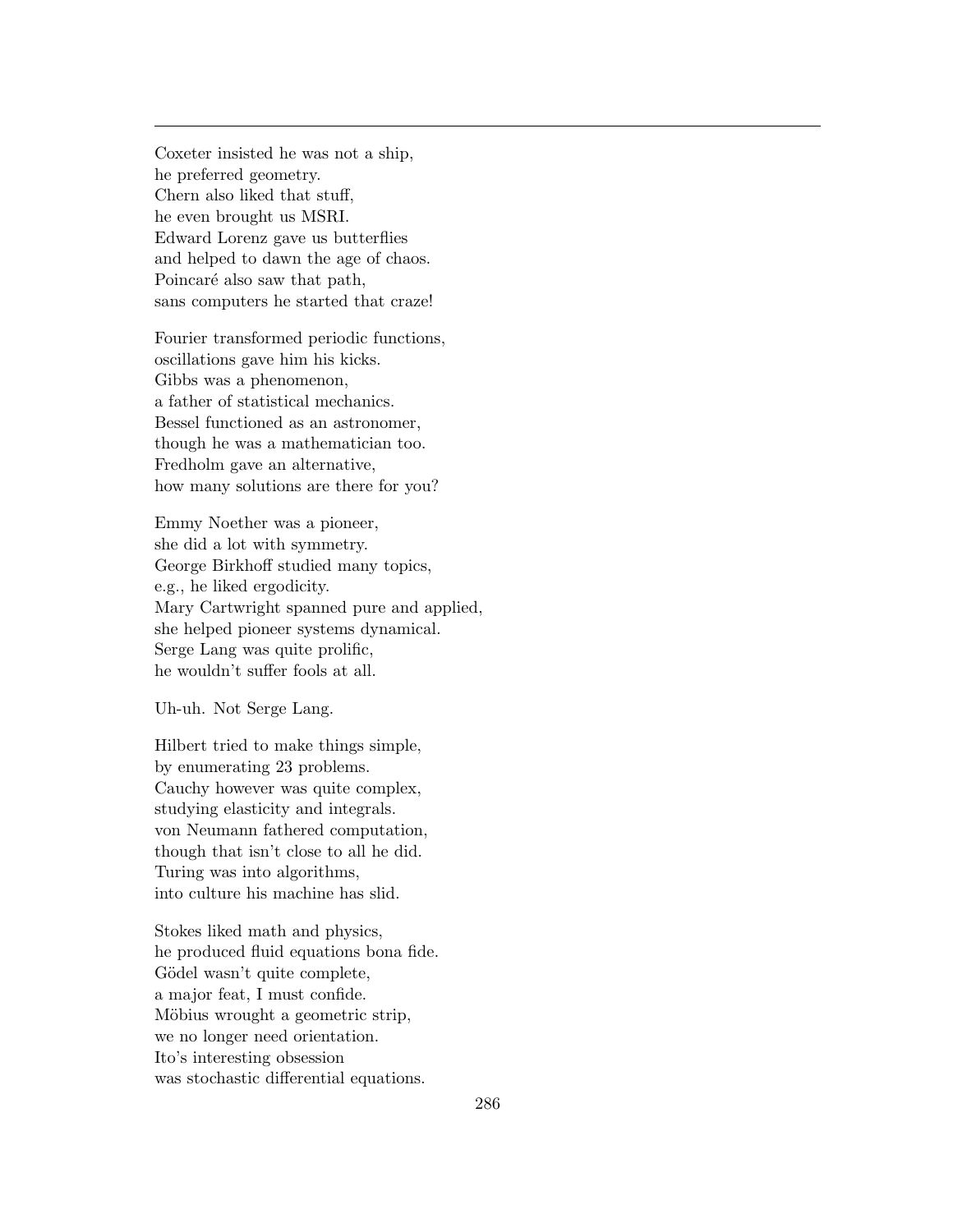---

Coxeter insisted he was not a ship,
he preferred geometry.
Chern also liked that stuff,
he even brought us MSRI.
Edward Lorenz gave us butterflies
and helped to dawn the age of chaos.
Poincaré also saw that path,
sans computers he started that craze!

Fourier transformed periodic functions,
oscillations gave him his kicks.
Gibbs was a phenomenon,
a father of statistical mechanics.
Bessel functioned as an astronomer,
though he was a mathematician too.
Fredholm gave an alternative,
how many solutions are there for you?

Emmy Noether was a pioneer,
she did a lot with symmetry.
George Birkhoff studied many topics,
e.g., he liked ergodicity.
Mary Cartwright spanned pure and applied,
she helped pioneer systems dynamical.
Serge Lang was quite prolific,
he wouldn't suffer fools at all.

Uh-uh. Not Serge Lang.

Hilbert tried to make things simple,
by enumerating 23 problems.
Cauchy however was quite complex,
studying elasticity and integrals.
von Neumann fathered computation,
though that isn't close to all he did.
Turing was into algorithms,
into culture his machine has slid.

Stokes liked math and physics,
he produced fluid equations bona fide.
Gödel wasn't quite complete,
a major feat, I must confide.
Möbius wrought a geometric strip,
we no longer need orientation.
Ito's interesting obsession
was stochastic differential equations.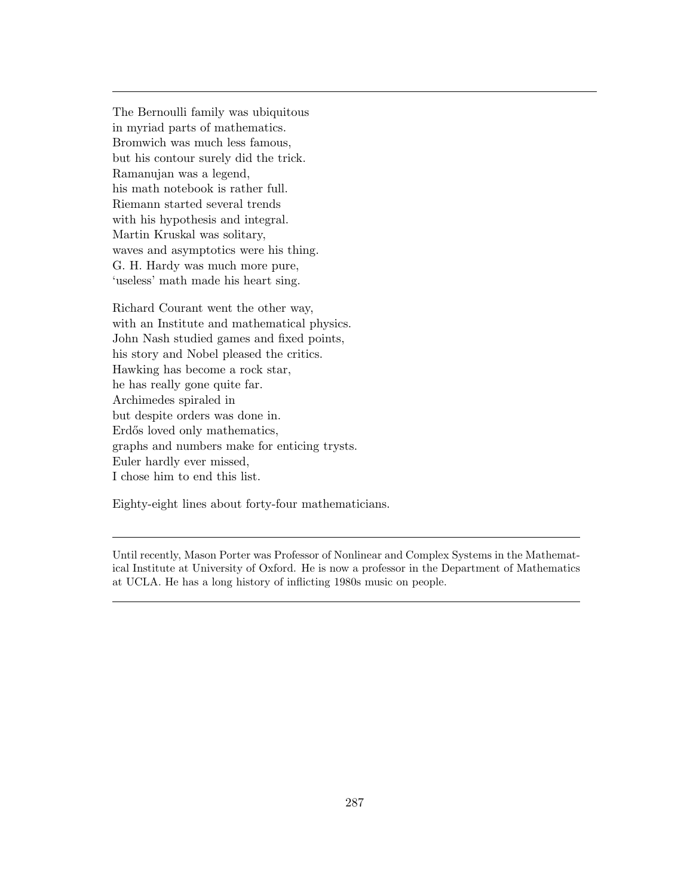---

The Bernoulli family was ubiquitous
in myriad parts of mathematics.
Bromwich was much less famous,
but his contour surely did the trick.
Ramanujan was a legend,
his math notebook is rather full.
Riemann started several trends
with his hypothesis and integral.
Martin Kruskal was solitary,
waves and asymptotics were his thing.
G. H. Hardy was much more pure,
'useless' math made his heart sing.

Richard Courant went the other way,
with an Institute and mathematical physics.
John Nash studied games and fixed points,
his story and Nobel pleased the critics.
Hawking has become a rock star,
he has really gone quite far.
Archimedes spiraled in
but despite orders was done in.
Erdős loved only mathematics,
graphs and numbers make for enticing trysts.
Euler hardly ever missed,
I chose him to end this list.

Eighty-eight lines about forty-four mathematicians.

---

Until recently, Mason Porter was Professor of Nonlinear and Complex Systems in the Mathematical Institute at University of Oxford. He is now a professor in the Department of Mathematics at UCLA. He has a long history of inflicting 1980s music on people.

---